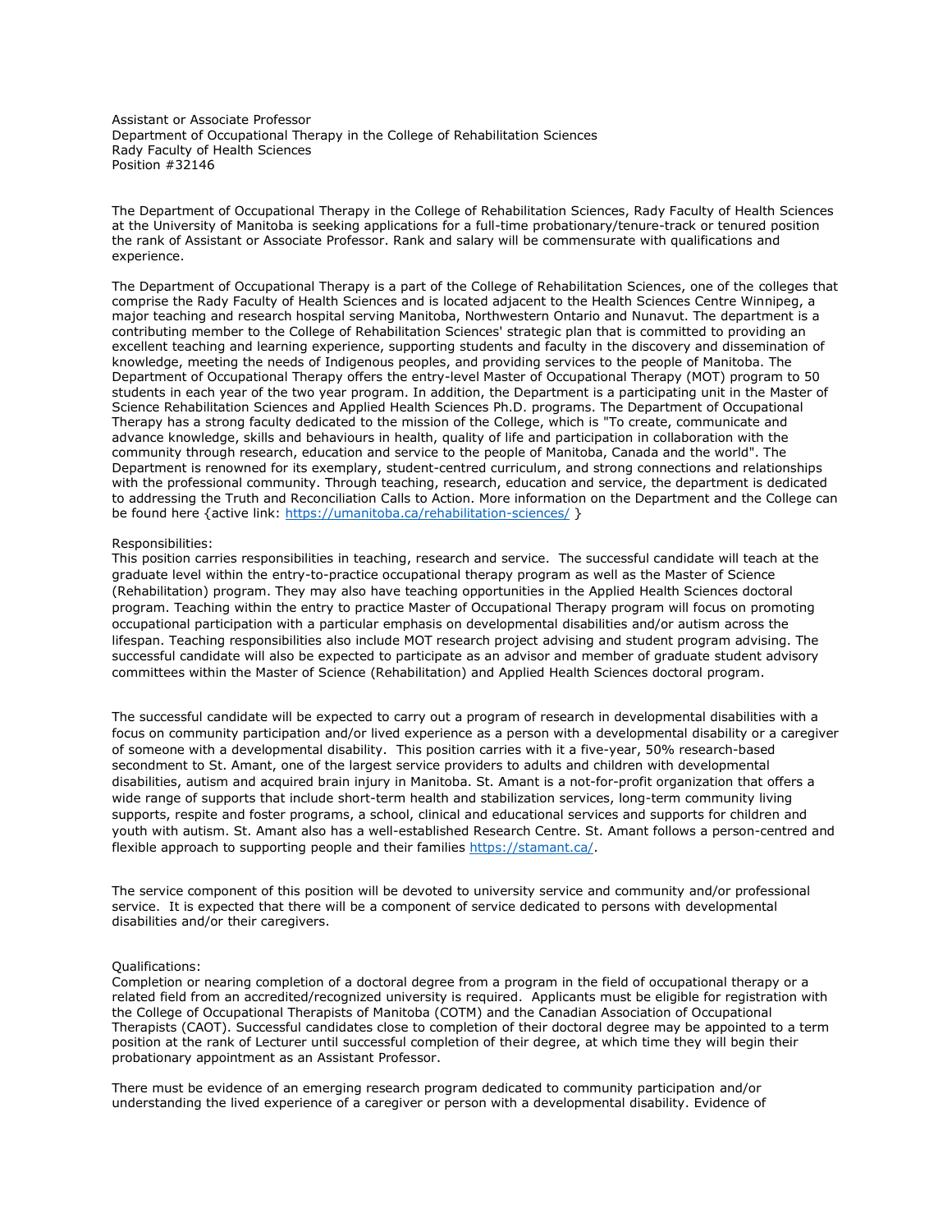Assistant or Associate Professor
Department of Occupational Therapy in the College of Rehabilitation Sciences
Rady Faculty of Health Sciences
Position #32146

The Department of Occupational Therapy in the College of Rehabilitation Sciences, Rady Faculty of Health Sciences at the University of Manitoba is seeking applications for a full-time probationary/tenure-track or tenured position the rank of Assistant or Associate Professor. Rank and salary will be commensurate with qualifications and experience.

The Department of Occupational Therapy is a part of the College of Rehabilitation Sciences, one of the colleges that comprise the Rady Faculty of Health Sciences and is located adjacent to the Health Sciences Centre Winnipeg, a major teaching and research hospital serving Manitoba, Northwestern Ontario and Nunavut. The department is a contributing member to the College of Rehabilitation Sciences' strategic plan that is committed to providing an excellent teaching and learning experience, supporting students and faculty in the discovery and dissemination of knowledge, meeting the needs of Indigenous peoples, and providing services to the people of Manitoba. The Department of Occupational Therapy offers the entry-level Master of Occupational Therapy (MOT) program to 50 students in each year of the two year program. In addition, the Department is a participating unit in the Master of Science Rehabilitation Sciences and Applied Health Sciences Ph.D. programs. The Department of Occupational Therapy has a strong faculty dedicated to the mission of the College, which is "To create, communicate and advance knowledge, skills and behaviours in health, quality of life and participation in collaboration with the community through research, education and service to the people of Manitoba, Canada and the world". The Department is renowned for its exemplary, student-centred curriculum, and strong connections and relationships with the professional community. Through teaching, research, education and service, the department is dedicated to addressing the Truth and Reconciliation Calls to Action. More information on the Department and the College can be found here {active link: https://umanitoba.ca/rehabilitation-sciences/ }

Responsibilities:
This position carries responsibilities in teaching, research and service. The successful candidate will teach at the graduate level within the entry-to-practice occupational therapy program as well as the Master of Science (Rehabilitation) program. They may also have teaching opportunities in the Applied Health Sciences doctoral program. Teaching within the entry to practice Master of Occupational Therapy program will focus on promoting occupational participation with a particular emphasis on developmental disabilities and/or autism across the lifespan. Teaching responsibilities also include MOT research project advising and student program advising. The successful candidate will also be expected to participate as an advisor and member of graduate student advisory committees within the Master of Science (Rehabilitation) and Applied Health Sciences doctoral program.

The successful candidate will be expected to carry out a program of research in developmental disabilities with a focus on community participation and/or lived experience as a person with a developmental disability or a caregiver of someone with a developmental disability. This position carries with it a five-year, 50% research-based secondment to St. Amant, one of the largest service providers to adults and children with developmental disabilities, autism and acquired brain injury in Manitoba. St. Amant is a not-for-profit organization that offers a wide range of supports that include short-term health and stabilization services, long-term community living supports, respite and foster programs, a school, clinical and educational services and supports for children and youth with autism. St. Amant also has a well-established Research Centre. St. Amant follows a person-centred and flexible approach to supporting people and their families https://stamant.ca/.

The service component of this position will be devoted to university service and community and/or professional service. It is expected that there will be a component of service dedicated to persons with developmental disabilities and/or their caregivers.

Qualifications:
Completion or nearing completion of a doctoral degree from a program in the field of occupational therapy or a related field from an accredited/recognized university is required. Applicants must be eligible for registration with the College of Occupational Therapists of Manitoba (COTM) and the Canadian Association of Occupational Therapists (CAOT). Successful candidates close to completion of their doctoral degree may be appointed to a term position at the rank of Lecturer until successful completion of their degree, at which time they will begin their probationary appointment as an Assistant Professor.

There must be evidence of an emerging research program dedicated to community participation and/or understanding the lived experience of a caregiver or person with a developmental disability. Evidence of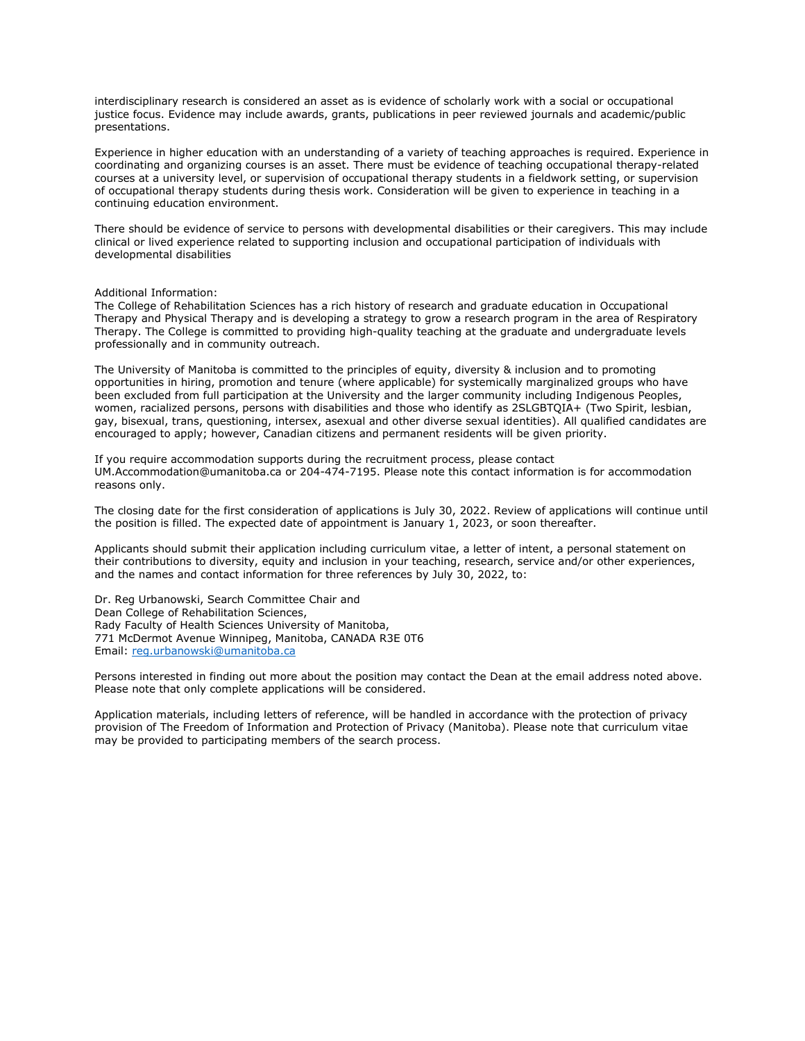interdisciplinary research is considered an asset as is evidence of scholarly work with a social or occupational justice focus. Evidence may include awards, grants, publications in peer reviewed journals and academic/public presentations.

Experience in higher education with an understanding of a variety of teaching approaches is required. Experience in coordinating and organizing courses is an asset. There must be evidence of teaching occupational therapy-related courses at a university level, or supervision of occupational therapy students in a fieldwork setting, or supervision of occupational therapy students during thesis work. Consideration will be given to experience in teaching in a continuing education environment.

There should be evidence of service to persons with developmental disabilities or their caregivers. This may include clinical or lived experience related to supporting inclusion and occupational participation of individuals with developmental disabilities

Additional Information:
The College of Rehabilitation Sciences has a rich history of research and graduate education in Occupational Therapy and Physical Therapy and is developing a strategy to grow a research program in the area of Respiratory Therapy. The College is committed to providing high-quality teaching at the graduate and undergraduate levels professionally and in community outreach.

The University of Manitoba is committed to the principles of equity, diversity & inclusion and to promoting opportunities in hiring, promotion and tenure (where applicable) for systemically marginalized groups who have been excluded from full participation at the University and the larger community including Indigenous Peoples, women, racialized persons, persons with disabilities and those who identify as 2SLGBTQIA+ (Two Spirit, lesbian, gay, bisexual, trans, questioning, intersex, asexual and other diverse sexual identities). All qualified candidates are encouraged to apply; however, Canadian citizens and permanent residents will be given priority.

If you require accommodation supports during the recruitment process, please contact UM.Accommodation@umanitoba.ca or 204-474-7195. Please note this contact information is for accommodation reasons only.

The closing date for the first consideration of applications is July 30, 2022. Review of applications will continue until the position is filled. The expected date of appointment is January 1, 2023, or soon thereafter.

Applicants should submit their application including curriculum vitae, a letter of intent, a personal statement on their contributions to diversity, equity and inclusion in your teaching, research, service and/or other experiences, and the names and contact information for three references by July 30, 2022, to:

Dr. Reg Urbanowski, Search Committee Chair and
Dean College of Rehabilitation Sciences,
Rady Faculty of Health Sciences University of Manitoba,
771 McDermot Avenue Winnipeg, Manitoba, CANADA R3E 0T6
Email: reg.urbanowski@umanitoba.ca

Persons interested in finding out more about the position may contact the Dean at the email address noted above. Please note that only complete applications will be considered.

Application materials, including letters of reference, will be handled in accordance with the protection of privacy provision of The Freedom of Information and Protection of Privacy (Manitoba). Please note that curriculum vitae may be provided to participating members of the search process.